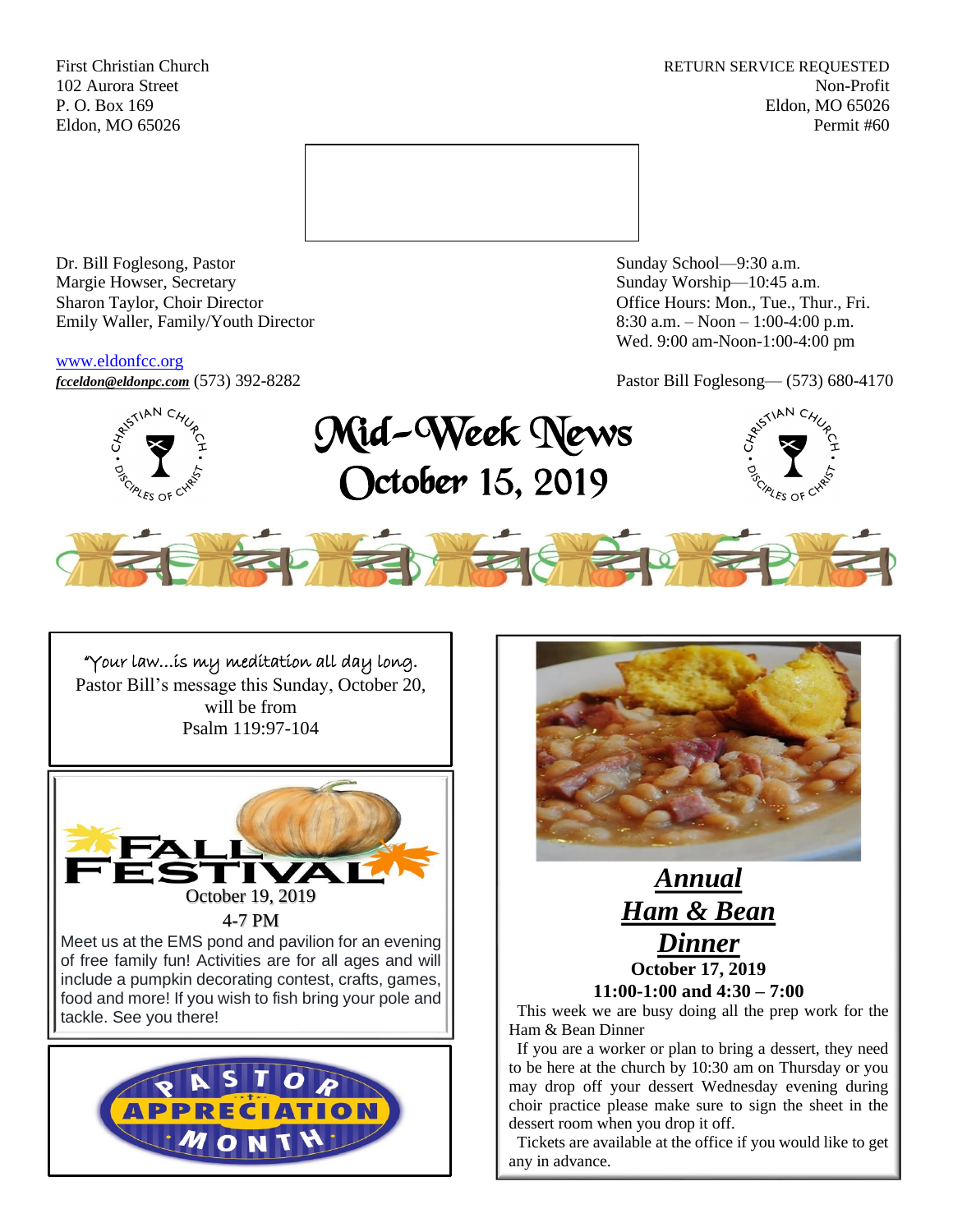First Christian Church
102 Aurora Street
P. O. Box 169
Eldon, MO 65026

RETURN SERVICE REQUESTED
Non-Profit
Eldon, MO 65026
Permit #60

Dr. Bill Foglesong, Pastor
Margie Howser, Secretary
Sharon Taylor, Choir Director
Emily Waller, Family/Youth Director

www.eldonfcc.org
***fcceldon@eldonpc.com*** (573) 392-8282

Sunday School—9:30 a.m.
Sunday Worship—10:45 a.m.
Office Hours: Mon., Tue., Thur., Fri.
8:30 a.m. – Noon – 1:00-4:00 p.m.
Wed. 9:00 am-Noon-1:00-4:00 pm

Pastor Bill Foglesong— (573) 680-4170

# Mid-Week News
## October 15, 2019

"Your law…is my meditation all day long.
Pastor Bill's message this Sunday, October 20, will be from
Psalm 119:97-104

## FALL FESTIVAL

October 19, 2019
4-7 PM

Meet us at the EMS pond and pavilion for an evening of free family fun! Activities are for all ages and will include a pumpkin decorating contest, crafts, games, food and more! If you wish to fish bring your pole and tackle. See you there!

## PASTOR APPRECIATION MONTH

## ***Annual Ham & Bean Dinner***

**October 17, 2019**
**11:00-1:00 and 4:30 – 7:00**

This week we are busy doing all the prep work for the Ham & Bean Dinner

If you are a worker or plan to bring a dessert, they need to be here at the church by 10:30 am on Thursday or you may drop off your dessert Wednesday evening during choir practice please make sure to sign the sheet in the dessert room when you drop it off.

Tickets are available at the office if you would like to get any in advance.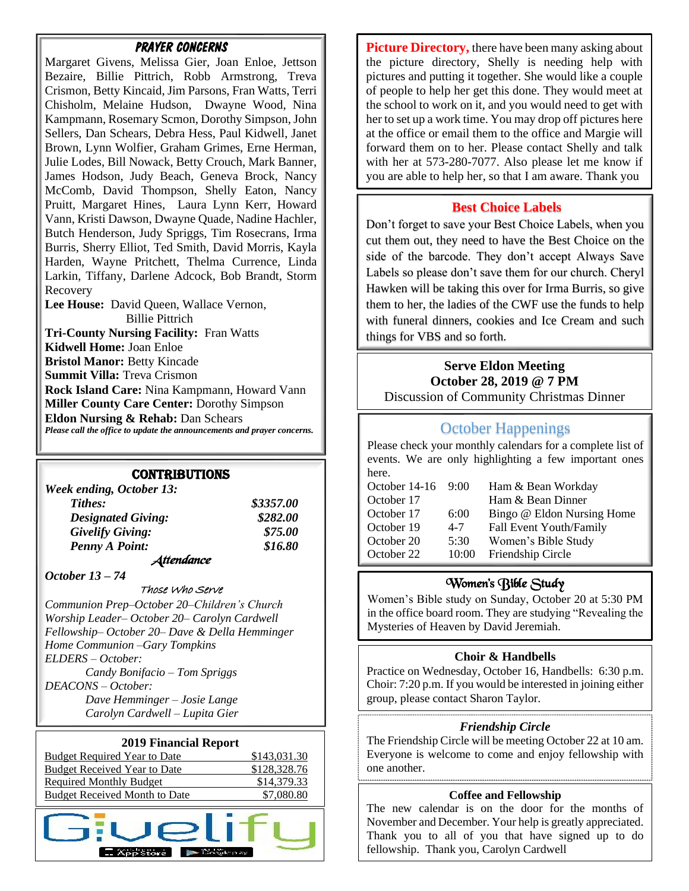## PRAYER CONCERNS

Margaret Givens, Melissa Gier, Joan Enloe, Jettson Bezaire, Billie Pittrich, Robb Armstrong, Treva Crismon, Betty Kincaid, Jim Parsons, Fran Watts, Terri Chisholm, Melaine Hudson, Dwayne Wood, Nina Kampmann, Rosemary Scmon, Dorothy Simpson, John Sellers, Dan Schears, Debra Hess, Paul Kidwell, Janet Brown, Lynn Wolfier, Graham Grimes, Erne Herman, Julie Lodes, Bill Nowack, Betty Crouch, Mark Banner, James Hodson, Judy Beach, Geneva Brock, Nancy McComb, David Thompson, Shelly Eaton, Nancy Pruitt, Margaret Hines, Laura Lynn Kerr, Howard Vann, Kristi Dawson, Dwayne Quade, Nadine Hachler, Butch Henderson, Judy Spriggs, Tim Rosecrans, Irma Burris, Sherry Elliot, Ted Smith, David Morris, Kayla Harden, Wayne Pritchett, Thelma Currence, Linda Larkin, Tiffany, Darlene Adcock, Bob Brandt, Storm Recovery

**Lee House:** David Queen, Wallace Vernon, Billie Pittrich
**Tri-County Nursing Facility:** Fran Watts
**Kidwell Home:** Joan Enloe
**Bristol Manor:** Betty Kincade
**Summit Villa:** Treva Crismon
**Rock Island Care:** Nina Kampmann, Howard Vann
**Miller County Care Center:** Dorothy Simpson
**Eldon Nursing & Rehab:** Dan Schears

***Please call the office to update the announcements and prayer concerns.***

## CONTRIBUTIONS

***Week ending, October 13:***

| | |
|---|---|
| ***Tithes:*** | ***$3357.00*** |
| ***Designated Giving:*** | ***$282.00*** |
| ***Givelify Giving:*** | ***$75.00*** |
| ***Penny A Point:*** | ***$16.80*** |

### *Attendance*

***October 13 – 74***

*Those Who Serve*

*Communion Prep–October 20–Children's Church*
*Worship Leader– October 20– Carolyn Cardwell*
*Fellowship– October 20– Dave & Della Hemminger*
*Home Communion –Gary Tompkins*
*ELDERS – October:*
*Candy Bonifacio – Tom Spriggs*
*DEACONS – October:*
*Dave Hemminger – Josie Lange*
*Carolyn Cardwell – Lupita Gier*

### 2019 Financial Report

| | |
|---|---|
| Budget Required Year to Date | $143,031.30 |
| Budget Received Year to Date | $128,328.76 |
| Required Monthly Budget | $14,379.33 |
| Budget Received Month to Date | $7,080.80 |

Givelify

**Picture Directory,** there have been many asking about the picture directory, Shelly is needing help with pictures and putting it together. She would like a couple of people to help her get this done. They would meet at the school to work on it, and you would need to get with her to set up a work time. You may drop off pictures here at the office or email them to the office and Margie will forward them on to her. Please contact Shelly and talk with her at 573-280-7077. Also please let me know if you are able to help her, so that I am aware. Thank you

### Best Choice Labels

Don't forget to save your Best Choice Labels, when you cut them out, they need to have the Best Choice on the side of the barcode. They don't accept Always Save Labels so please don't save them for our church. Cheryl Hawken will be taking this over for Irma Burris, so give them to her, the ladies of the CWF use the funds to help with funeral dinners, cookies and Ice Cream and such things for VBS and so forth.

**Serve Eldon Meeting**
**October 28, 2019 @ 7 PM**
Discussion of Community Christmas Dinner

## October Happenings

Please check your monthly calendars for a complete list of events. We are only highlighting a few important ones here.

| | | |
|---|---|---|
| October 14-16 | 9:00 | Ham & Bean Workday |
| October 17 | | Ham & Bean Dinner |
| October 17 | 6:00 | Bingo @ Eldon Nursing Home |
| October 19 | 4-7 | Fall Event Youth/Family |
| October 20 | 5:30 | Women's Bible Study |
| October 22 | 10:00 | Friendship Circle |

### Women's Bible Study

Women's Bible study on Sunday, October 20 at 5:30 PM in the office board room. They are studying "Revealing the Mysteries of Heaven by David Jeremiah.

### Choir & Handbells

Practice on Wednesday, October 16, Handbells: 6:30 p.m. Choir: 7:20 p.m. If you would be interested in joining either group, please contact Sharon Taylor.

### *Friendship Circle*

The Friendship Circle will be meeting October 22 at 10 am. Everyone is welcome to come and enjoy fellowship with one another.

### Coffee and Fellowship

The new calendar is on the door for the months of November and December. Your help is greatly appreciated. Thank you to all of you that have signed up to do fellowship. Thank you, Carolyn Cardwell